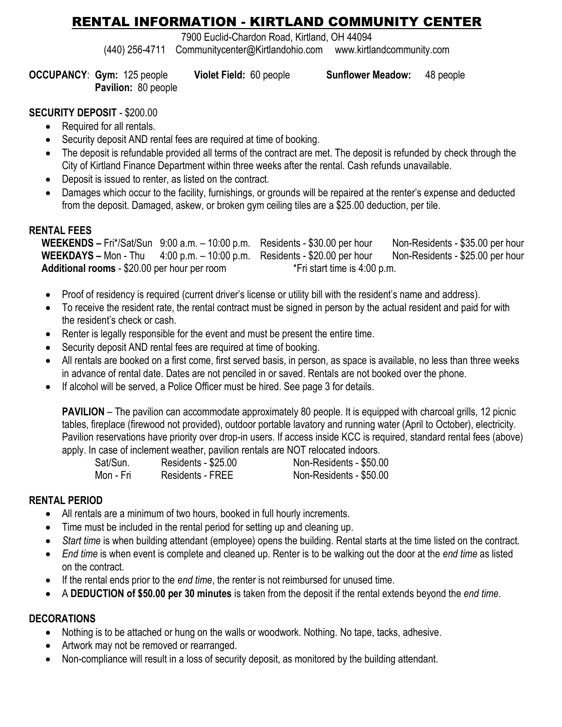# RENTAL INFORMATION - KIRTLAND COMMUNITY CENTER

7900 Euclid-Chardon Road, Kirtland, OH 44094
(440) 256-4711 Communitycenter@Kirtlandohio.com www.kirtlandcommunity.com

**OCCUPANCY**: **Gym:** 125 people **Violet Field:** 60 people **Sunflower Meadow:** 48 people
**Pavilion:** 80 people

## SECURITY DEPOSIT - $200.00

- Required for all rentals.
- Security deposit AND rental fees are required at time of booking.
- The deposit is refundable provided all terms of the contract are met. The deposit is refunded by check through the City of Kirtland Finance Department within three weeks after the rental. Cash refunds unavailable.
- Deposit is issued to renter, as listed on the contract.
- Damages which occur to the facility, furnishings, or grounds will be repaired at the renter's expense and deducted from the deposit. Damaged, askew, or broken gym ceiling tiles are a $25.00 deduction, per tile.

## RENTAL FEES

| | | | |
|---|---|---|---|
| **WEEKENDS –** Fri*/Sat/Sun | 9:00 a.m. – 10:00 p.m. | Residents - $30.00 per hour | Non-Residents - $35.00 per hour |
| **WEEKDAYS –** Mon - Thu | 4:00 p.m. – 10:00 p.m. | Residents - $20.00 per hour | Non-Residents - $25.00 per hour |

**Additional rooms** - $20.00 per hour per room *Fri start time is 4:00 p.m.

- Proof of residency is required (current driver's license or utility bill with the resident's name and address).
- To receive the resident rate, the rental contract must be signed in person by the actual resident and paid for with the resident's check or cash.
- Renter is legally responsible for the event and must be present the entire time.
- Security deposit AND rental fees are required at time of booking.
- All rentals are booked on a first come, first served basis, in person, as space is available, no less than three weeks in advance of rental date. Dates are not penciled in or saved. Rentals are not booked over the phone.
- If alcohol will be served, a Police Officer must be hired. See page 3 for details.

**PAVILION** – The pavilion can accommodate approximately 80 people. It is equipped with charcoal grills, 12 picnic tables, fireplace (firewood not provided), outdoor portable lavatory and running water (April to October), electricity. Pavilion reservations have priority over drop-in users. If access inside KCC is required, standard rental fees (above) apply. In case of inclement weather, pavilion rentals are NOT relocated indoors.

| | | |
|---|---|---|
| Sat/Sun. | Residents - $25.00 | Non-Residents - $50.00 |
| Mon - Fri | Residents - FREE | Non-Residents - $50.00 |

## RENTAL PERIOD

- All rentals are a minimum of two hours, booked in full hourly increments.
- Time must be included in the rental period for setting up and cleaning up.
- *Start time* is when building attendant (employee) opens the building. Rental starts at the time listed on the contract.
- *End time* is when event is complete and cleaned up. Renter is to be walking out the door at the *end time* as listed on the contract.
- If the rental ends prior to the *end time*, the renter is not reimbursed for unused time.
- A **DEDUCTION of $50.00 per 30 minutes** is taken from the deposit if the rental extends beyond the *end time*.

## DECORATIONS

- Nothing is to be attached or hung on the walls or woodwork. Nothing. No tape, tacks, adhesive.
- Artwork may not be removed or rearranged.
- Non-compliance will result in a loss of security deposit, as monitored by the building attendant.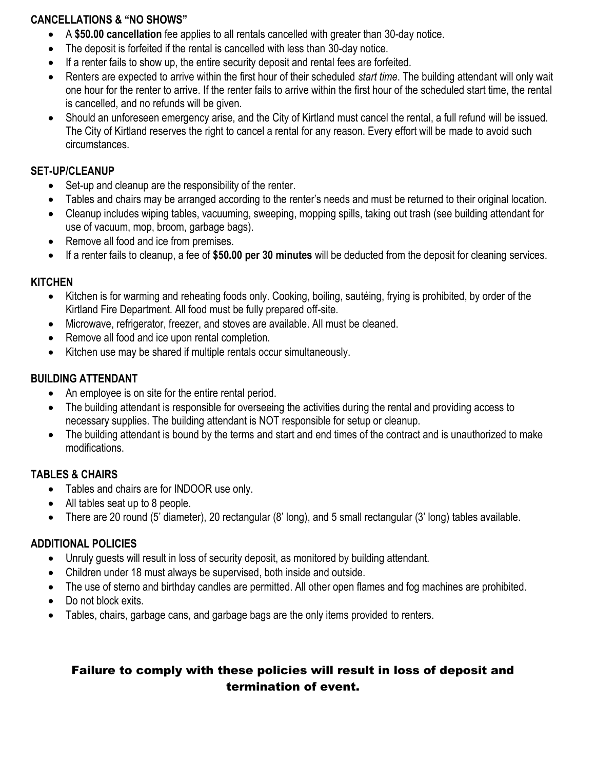## CANCELLATIONS & "NO SHOWS"

- A **$50.00 cancellation** fee applies to all rentals cancelled with greater than 30-day notice.
- The deposit is forfeited if the rental is cancelled with less than 30-day notice.
- If a renter fails to show up, the entire security deposit and rental fees are forfeited.
- Renters are expected to arrive within the first hour of their scheduled *start time*. The building attendant will only wait one hour for the renter to arrive. If the renter fails to arrive within the first hour of the scheduled start time, the rental is cancelled, and no refunds will be given.
- Should an unforeseen emergency arise, and the City of Kirtland must cancel the rental, a full refund will be issued. The City of Kirtland reserves the right to cancel a rental for any reason. Every effort will be made to avoid such circumstances.

## SET-UP/CLEANUP

- Set-up and cleanup are the responsibility of the renter.
- Tables and chairs may be arranged according to the renter's needs and must be returned to their original location.
- Cleanup includes wiping tables, vacuuming, sweeping, mopping spills, taking out trash (see building attendant for use of vacuum, mop, broom, garbage bags).
- Remove all food and ice from premises.
- If a renter fails to cleanup, a fee of **$50.00 per 30 minutes** will be deducted from the deposit for cleaning services.

## KITCHEN

- Kitchen is for warming and reheating foods only. Cooking, boiling, sautéing, frying is prohibited, by order of the Kirtland Fire Department. All food must be fully prepared off-site.
- Microwave, refrigerator, freezer, and stoves are available. All must be cleaned.
- Remove all food and ice upon rental completion.
- Kitchen use may be shared if multiple rentals occur simultaneously.

## BUILDING ATTENDANT

- An employee is on site for the entire rental period.
- The building attendant is responsible for overseeing the activities during the rental and providing access to necessary supplies. The building attendant is NOT responsible for setup or cleanup.
- The building attendant is bound by the terms and start and end times of the contract and is unauthorized to make modifications.

## TABLES & CHAIRS

- Tables and chairs are for INDOOR use only.
- All tables seat up to 8 people.
- There are 20 round (5' diameter), 20 rectangular (8' long), and 5 small rectangular (3' long) tables available.

## ADDITIONAL POLICIES

- Unruly guests will result in loss of security deposit, as monitored by building attendant.
- Children under 18 must always be supervised, both inside and outside.
- The use of sterno and birthday candles are permitted. All other open flames and fog machines are prohibited.
- Do not block exits.
- Tables, chairs, garbage cans, and garbage bags are the only items provided to renters.

**Failure to comply with these policies will result in loss of deposit and termination of event.**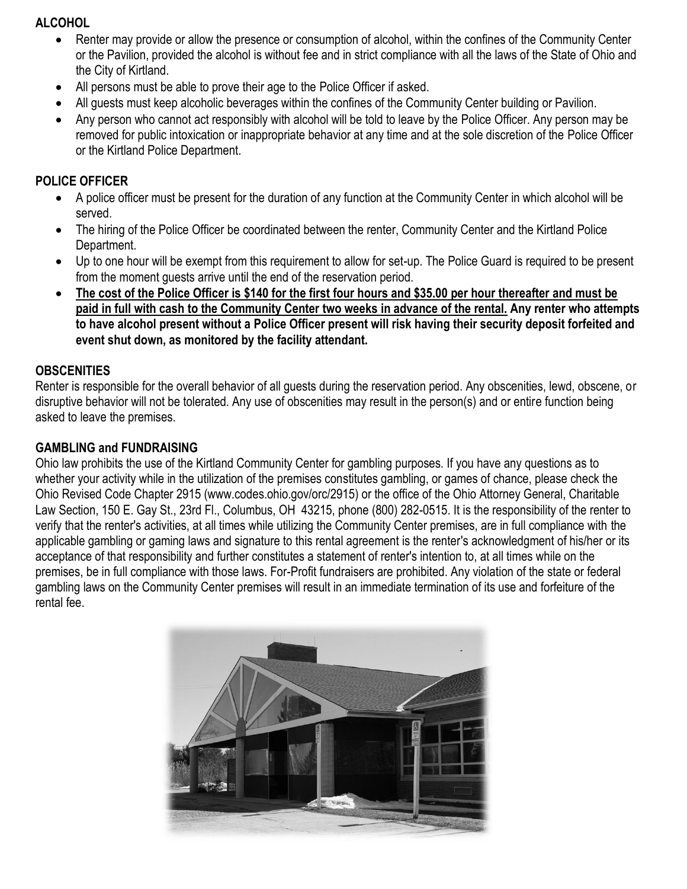## ALCOHOL

- Renter may provide or allow the presence or consumption of alcohol, within the confines of the Community Center or the Pavilion, provided the alcohol is without fee and in strict compliance with all the laws of the State of Ohio and the City of Kirtland.
- All persons must be able to prove their age to the Police Officer if asked.
- All guests must keep alcoholic beverages within the confines of the Community Center building or Pavilion.
- Any person who cannot act responsibly with alcohol will be told to leave by the Police Officer. Any person may be removed for public intoxication or inappropriate behavior at any time and at the sole discretion of the Police Officer or the Kirtland Police Department.

## POLICE OFFICER

- A police officer must be present for the duration of any function at the Community Center in which alcohol will be served.
- The hiring of the Police Officer be coordinated between the renter, Community Center and the Kirtland Police Department.
- Up to one hour will be exempt from this requirement to allow for set-up. The Police Guard is required to be present from the moment guests arrive until the end of the reservation period.
- **The cost of the Police Officer is $140 for the first four hours and $35.00 per hour thereafter and must be paid in full with cash to the Community Center two weeks in advance of the rental. Any renter who attempts to have alcohol present without a Police Officer present will risk having their security deposit forfeited and event shut down, as monitored by the facility attendant.**

## OBSCENITIES

Renter is responsible for the overall behavior of all guests during the reservation period. Any obscenities, lewd, obscene, or disruptive behavior will not be tolerated. Any use of obscenities may result in the person(s) and or entire function being asked to leave the premises.

## GAMBLING and FUNDRAISING

Ohio law prohibits the use of the Kirtland Community Center for gambling purposes. If you have any questions as to whether your activity while in the utilization of the premises constitutes gambling, or games of chance, please check the Ohio Revised Code Chapter 2915 (www.codes.ohio.gov/orc/2915) or the office of the Ohio Attorney General, Charitable Law Section, 150 E. Gay St., 23rd Fl., Columbus, OH 43215, phone (800) 282-0515. It is the responsibility of the renter to verify that the renter's activities, at all times while utilizing the Community Center premises, are in full compliance with the applicable gambling or gaming laws and signature to this rental agreement is the renter's acknowledgment of his/her or its acceptance of that responsibility and further constitutes a statement of renter's intention to, at all times while on the premises, be in full compliance with those laws. For-Profit fundraisers are prohibited. Any violation of the state or federal gambling laws on the Community Center premises will result in an immediate termination of its use and forfeiture of the rental fee.